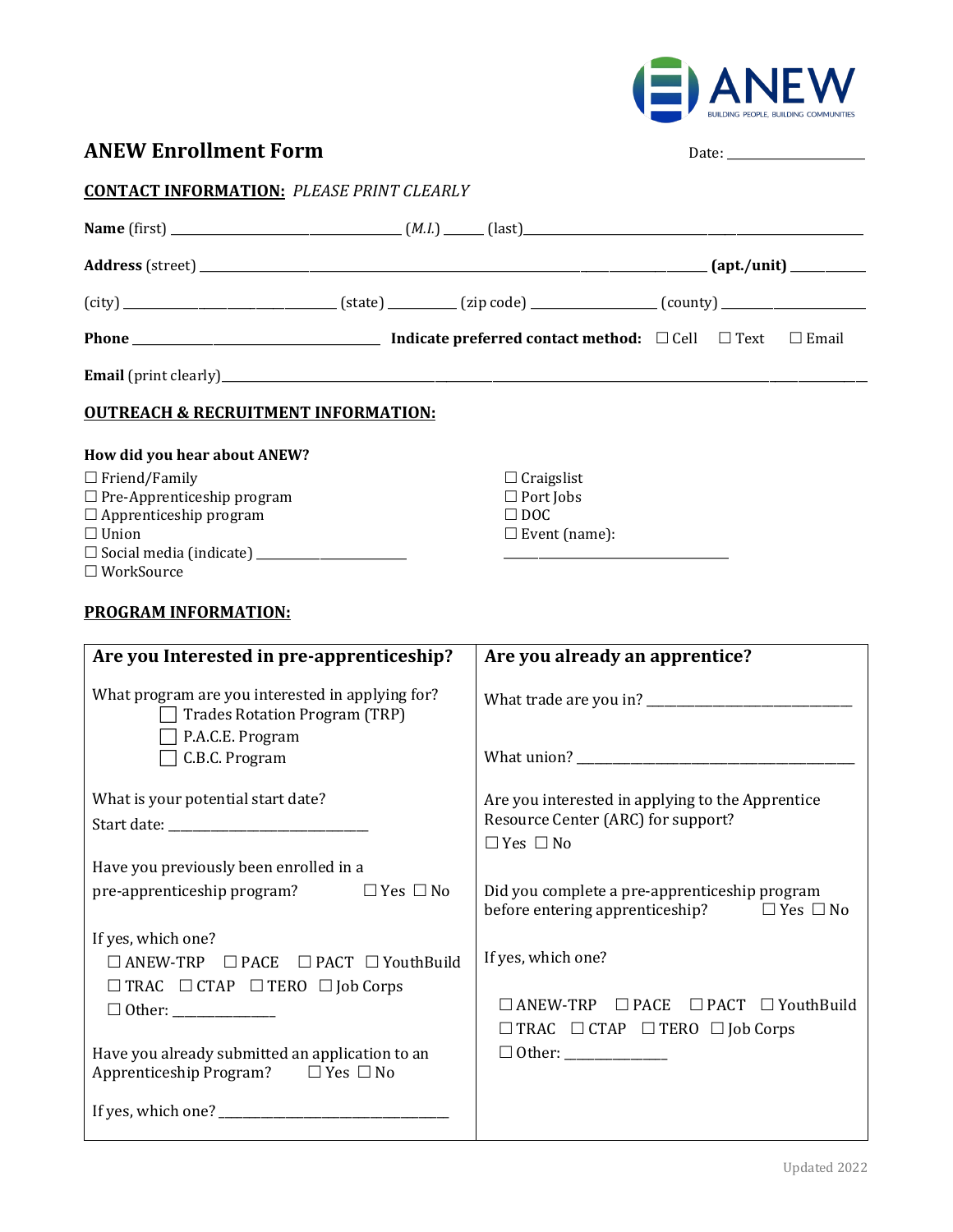ANEW
BUILDING PEOPLE, BUILDING COMMUNITIES

# ANEW Enrollment Form

Date: ____________________

## CONTACT INFORMATION: *PLEASE PRINT CLEARLY*

**Name** (first) ________________________________ (*M.I.*) ______ (last)________________________________________________

**Address** (street) ____________________________________________________________________ **(apt./unit)** __________

(city) ____________________________ (state) _________ (zip code) _________________ (county) ____________________

**Phone** ___________________________________ **Indicate preferred contact method:** ☐ Cell ☐ Text ☐ Email

**Email** (print clearly)_____________________________________________________________________________________

## OUTREACH & RECRUITMENT INFORMATION:

**How did you hear about ANEW?**

☐ Friend/Family
☐ Pre-Apprenticeship program
☐ Apprenticeship program
☐ Union
☐ Social media (indicate) ______________________
☐ WorkSource
☐ Craigslist
☐ Port Jobs
☐ DOC
☐ Event (name):
________________________________

## PROGRAM INFORMATION:

| Are you Interested in pre-apprenticeship? | Are you already an apprentice? |
|---|---|
| What program are you interested in applying for?<br>☐ Trades Rotation Program (TRP)<br>☐ P.A.C.E. Program<br>☐ C.B.C. Program | What trade are you in? ____________________________<br><br>What union? ____________________________________ |
| What is your potential start date?<br>Start date: _____________________________ | Are you interested in applying to the Apprentice Resource Center (ARC) for support?<br>☐ Yes ☐ No |
| Have you previously been enrolled in a pre-apprenticeship program? ☐ Yes ☐ No | Did you complete a pre-apprenticeship program before entering apprenticeship? ☐ Yes ☐ No |
| If yes, which one?<br>☐ ANEW-TRP ☐ PACE ☐ PACT ☐ YouthBuild<br>☐ TRAC ☐ CTAP ☐ TERO ☐ Job Corps<br>☐ Other: ______________ | If yes, which one?<br>☐ ANEW-TRP ☐ PACE ☐ PACT ☐ YouthBuild<br>☐ TRAC ☐ CTAP ☐ TERO ☐ Job Corps<br>☐ Other: ______________ |
| Have you already submitted an application to an Apprenticeship Program? ☐ Yes ☐ No<br><br>If yes, which one? _________________________________ | |

Updated 2022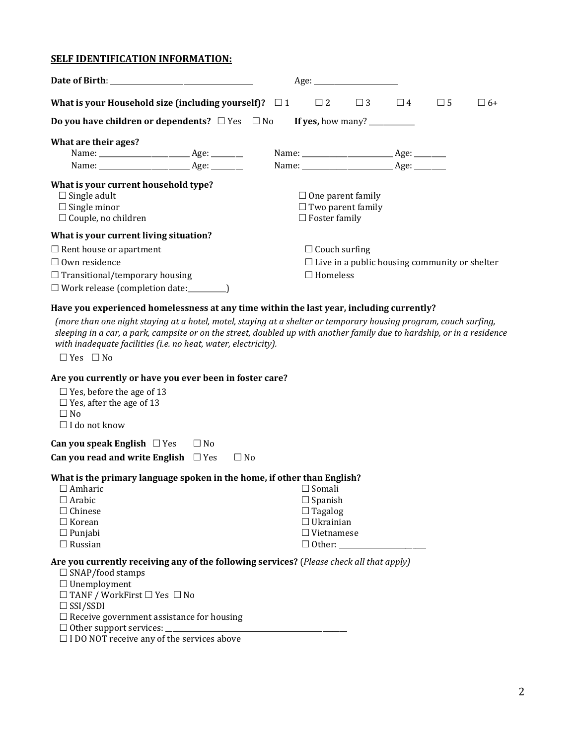## SELF IDENTIFICATION INFORMATION:

**Date of Birth**: ______________________________ Age: ____________________

**What is your Household size (including yourself)?** ☐ 1 ☐ 2 ☐ 3 ☐ 4 ☐ 5 ☐ 6+

**Do you have children or dependents?** ☐ Yes ☐ No **If yes,** how many? __________

**What are their ages?**

Name: ____________________ Age: _______ Name: ____________________ Age: _______

Name: ____________________ Age: _______ Name: ____________________ Age: _______

**What is your current household type?**

☐ Single adult
☐ Single minor
☐ Couple, no children
☐ One parent family
☐ Two parent family
☐ Foster family

**What is your current living situation?**

☐ Rent house or apartment
☐ Own residence
☐ Transitional/temporary housing
☐ Work release (completion date:_________)
☐ Couch surfing
☐ Live in a public housing community or shelter
☐ Homeless

**Have you experienced homelessness at any time within the last year, including currently?**

*(more than one night staying at a hotel, motel, staying at a shelter or temporary housing program, couch surfing, sleeping in a car, a park, campsite or on the street, doubled up with another family due to hardship, or in a residence with inadequate facilities (i.e. no heat, water, electricity).*

☐ Yes ☐ No

**Are you currently or have you ever been in foster care?**

☐ Yes, before the age of 13
☐ Yes, after the age of 13
☐ No
☐ I do not know

**Can you speak English** ☐ Yes ☐ No

**Can you read and write English** ☐ Yes ☐ No

**What is the primary language spoken in the home, if other than English?**

☐ Amharic
☐ Arabic
☐ Chinese
☐ Korean
☐ Punjabi
☐ Russian
☐ Somali
☐ Spanish
☐ Tagalog
☐ Ukrainian
☐ Vietnamese
☐ Other: ____________________

**Are you currently receiving any of the following services?** (*Please check all that apply)*

☐ SNAP/food stamps
☐ Unemployment
☐ TANF / WorkFirst ☐ Yes ☐ No
☐ SSI/SSDI
☐ Receive government assistance for housing
☐ Other support services: ________________________________________
☐ I DO NOT receive any of the services above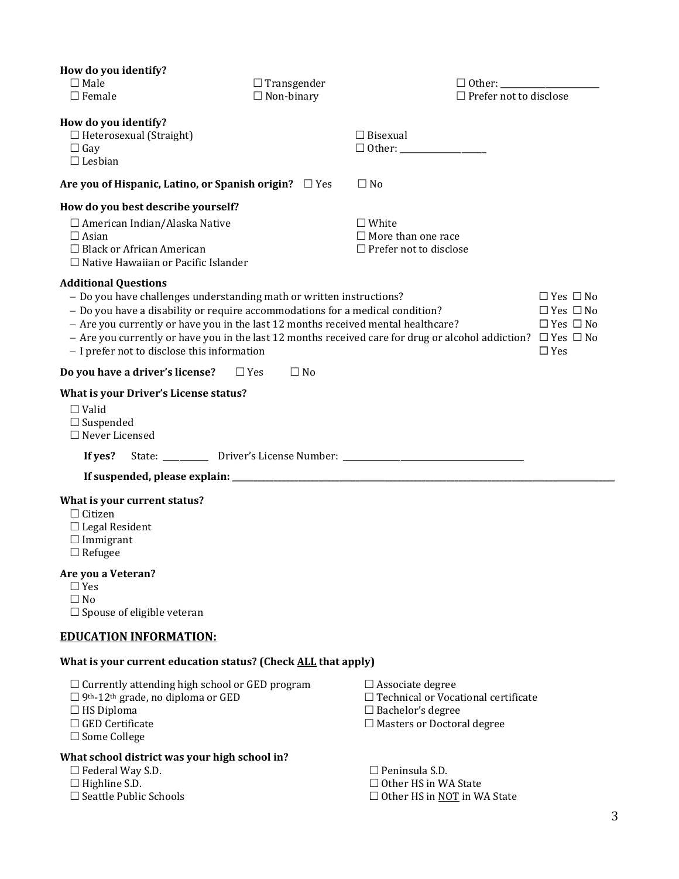**How do you identify?**

☐ Male
☐ Female
☐ Transgender
☐ Non-binary
☐ Other: ______________________
☐ Prefer not to disclose

**How do you identify?**

☐ Heterosexual (Straight)
☐ Gay
☐ Lesbian
☐ Bisexual
☐ Other: ___________________

**Are you of Hispanic, Latino, or Spanish origin?** ☐ Yes ☐ No

**How do you best describe yourself?**

☐ American Indian/Alaska Native
☐ Asian
☐ Black or African American
☐ Native Hawaiian or Pacific Islander
☐ White
☐ More than one race
☐ Prefer not to disclose

**Additional Questions**

- Do you have challenges understanding math or written instructions? ☐ Yes ☐ No
- Do you have a disability or require accommodations for a medical condition? ☐ Yes ☐ No
- Are you currently or have you in the last 12 months received mental healthcare? ☐ Yes ☐ No
- Are you currently or have you in the last 12 months received care for drug or alcohol addiction? ☐ Yes ☐ No
- I prefer not to disclose this information ☐ Yes

**Do you have a driver's license?** ☐ Yes ☐ No

**What is your Driver's License status?**

☐ Valid
☐ Suspended
☐ Never Licensed

**If yes?** State: __________ Driver's License Number: ________________________________________

**If suspended, please explain:** ________________________________________________________________

**What is your current status?**

☐ Citizen
☐ Legal Resident
☐ Immigrant
☐ Refugee

**Are you a Veteran?**

☐ Yes
☐ No
☐ Spouse of eligible veteran

## EDUCATION INFORMATION:

**What is your current education status? (Check ALL that apply)**

☐ Currently attending high school or GED program
☐ 9th-12th grade, no diploma or GED
☐ HS Diploma
☐ GED Certificate
☐ Some College
☐ Associate degree
☐ Technical or Vocational certificate
☐ Bachelor's degree
☐ Masters or Doctoral degree

**What school district was your high school in?**

☐ Federal Way S.D.
☐ Highline S.D.
☐ Seattle Public Schools
☐ Peninsula S.D.
☐ Other HS in WA State
☐ Other HS in NOT in WA State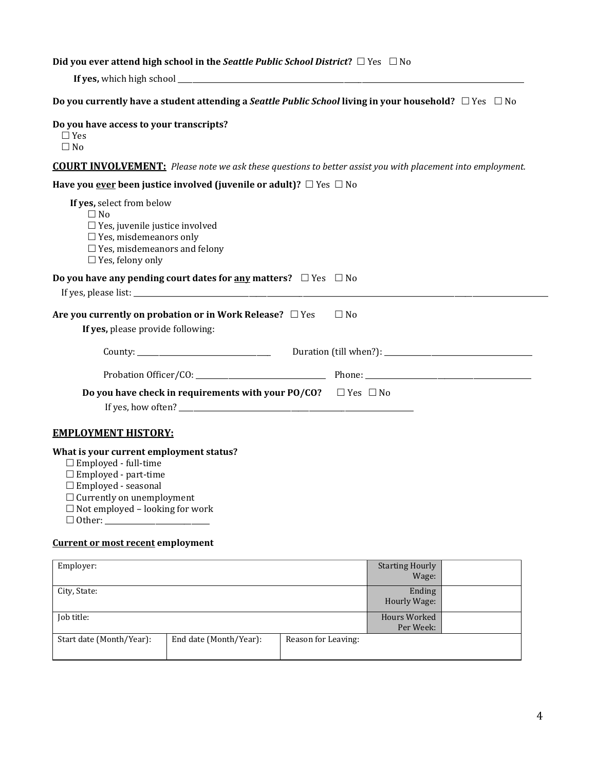**Did you ever attend high school in the *Seattle Public School District*?** ☐ Yes ☐ No

**If yes,** which high school ______________________________________________________________________________

**Do you currently have a student attending a *Seattle Public School* living in your household?** ☐ Yes ☐ No

**Do you have access to your transcripts?**

☐ Yes
☐ No

**<u>COURT INVOLVEMENT:</u>** *Please note we ask these questions to better assist you with placement into employment.*

**Have you <u>ever</u> been justice involved (juvenile or adult)?** ☐ Yes ☐ No

**If yes,** select from below

☐ No
☐ Yes, juvenile justice involved
☐ Yes, misdemeanors only
☐ Yes, misdemeanors and felony
☐ Yes, felony only

**Do you have any pending court dates for <u>any</u> matters?** ☐ Yes ☐ No

If yes, please list: ____________________________________________________________________________________________

**Are you currently on probation or in Work Release?** ☐ Yes ☐ No

**If yes,** please provide following:

County: ______________________________ Duration (till when?): __________________________________

Probation Officer/CO: ______________________________ Phone: ______________________________________

**Do you have check in requirements with your PO/CO?** ☐ Yes ☐ No

If yes, how often? ______________________________________________________

## <u>EMPLOYMENT HISTORY:</u>

**What is your current employment status?**

☐ Employed - full-time
☐ Employed - part-time
☐ Employed - seasonal
☐ Currently on unemployment
☐ Not employed – looking for work
☐ Other: ________________________

**<u>Current or most recent</u> employment**

| Employer: | | | Starting Hourly Wage: | |
|---|---|---|---|---|
| City, State: | | | Ending Hourly Wage: | |
| Job title: | | | Hours Worked Per Week: | |
| Start date (Month/Year): | End date (Month/Year): | Reason for Leaving: | | |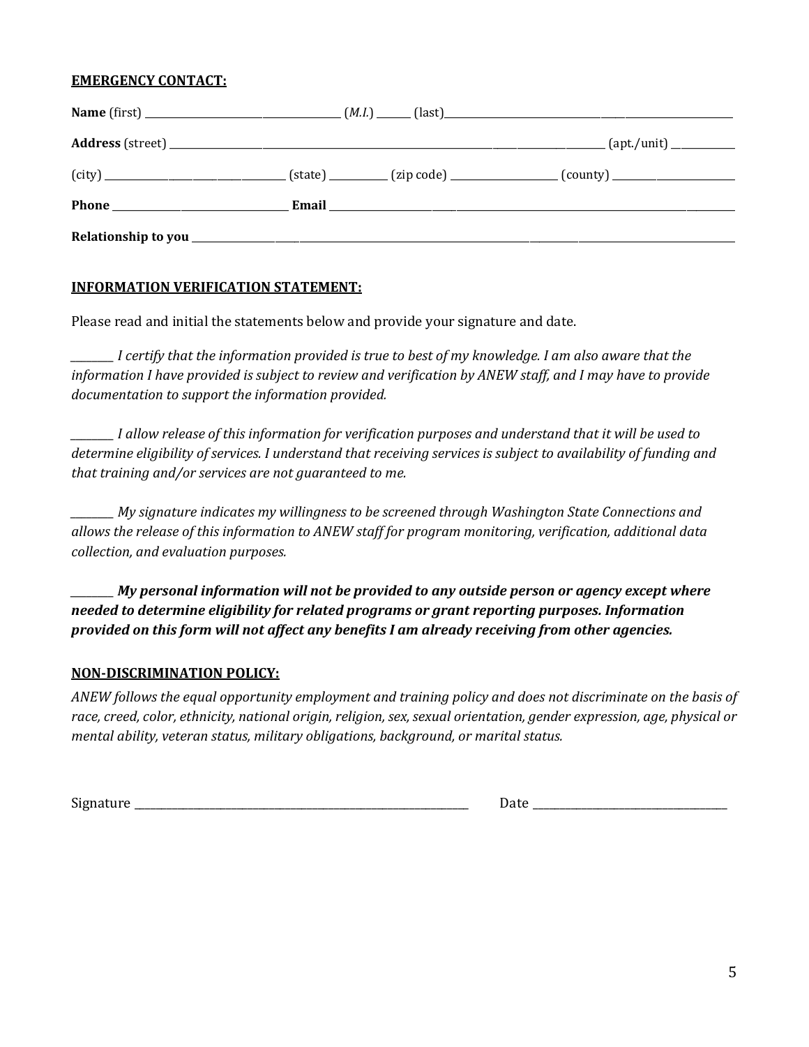**EMERGENCY CONTACT:**

**Name** (first) ______________________ (*M.I.*) ______ (last)______________________________

**Address** (street) ________________________________________________ (apt./unit) __________

(city) ____________________ (state) __________ (zip code) ______________ (county) ______________

**Phone** ____________________ **Email** ____________________________________________

**Relationship to you** ______________________________________________________________

**INFORMATION VERIFICATION STATEMENT:**

Please read and initial the statements below and provide your signature and date.

________ *I certify that the information provided is true to best of my knowledge. I am also aware that the information I have provided is subject to review and verification by ANEW staff, and I may have to provide documentation to support the information provided.*

________ *I allow release of this information for verification purposes and understand that it will be used to determine eligibility of services. I understand that receiving services is subject to availability of funding and that training and/or services are not guaranteed to me.*

________ *My signature indicates my willingness to be screened through Washington State Connections and allows the release of this information to ANEW staff for program monitoring, verification, additional data collection, and evaluation purposes.*

________ ***My personal information will not be provided to any outside person or agency except where needed to determine eligibility for related programs or grant reporting purposes. Information provided on this form will not affect any benefits I am already receiving from other agencies.***

**NON-DISCRIMINATION POLICY:**

*ANEW follows the equal opportunity employment and training policy and does not discriminate on the basis of race, creed, color, ethnicity, national origin, religion, sex, sexual orientation, gender expression, age, physical or mental ability, veteran status, military obligations, background, or marital status.*

Signature ________________________________________ Date ______________________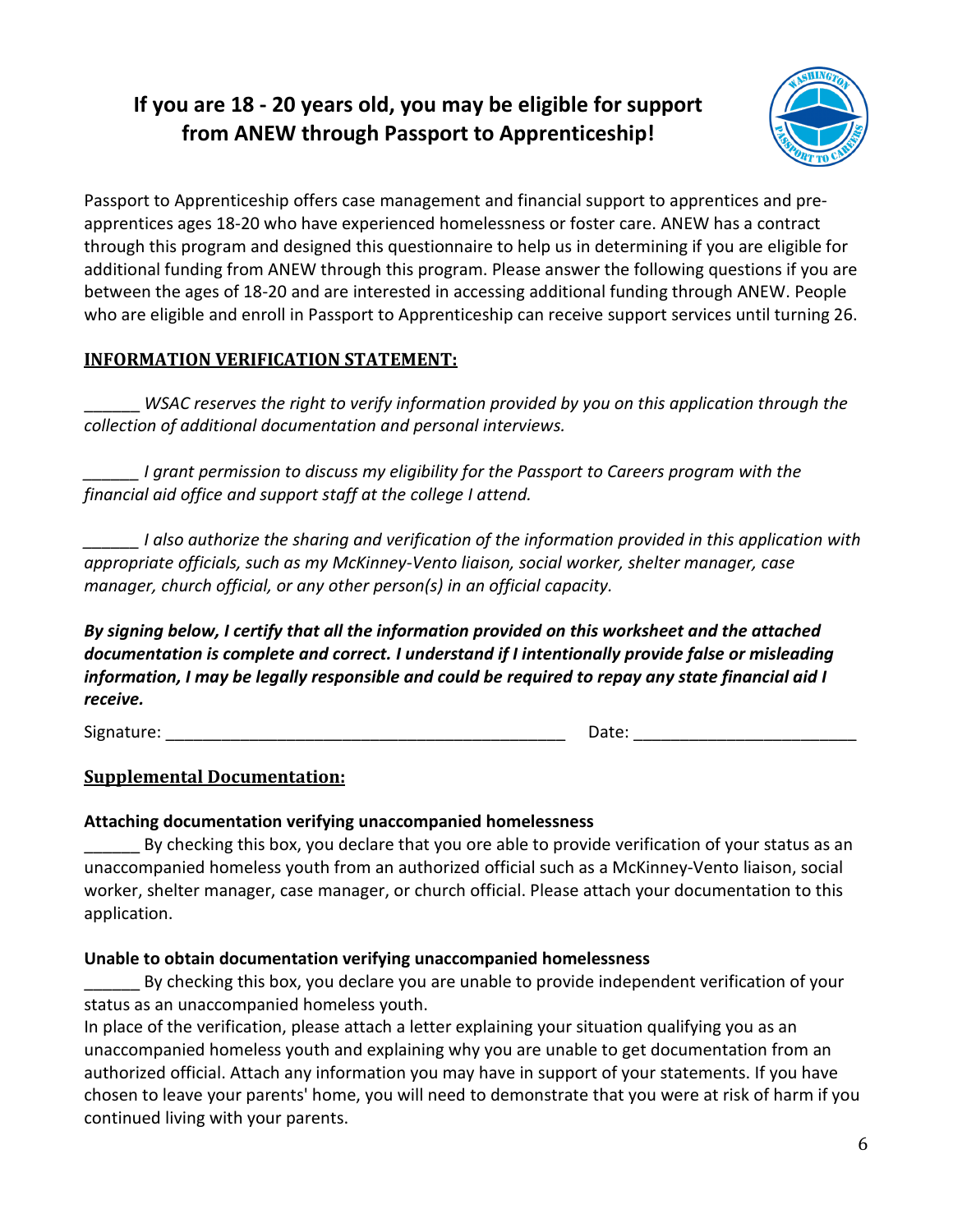## If you are 18 - 20 years old, you may be eligible for support from ANEW through Passport to Apprenticeship!

Passport to Apprenticeship offers case management and financial support to apprentices and pre-apprentices ages 18-20 who have experienced homelessness or foster care. ANEW has a contract through this program and designed this questionnaire to help us in determining if you are eligible for additional funding from ANEW through this program. Please answer the following questions if you are between the ages of 18-20 and are interested in accessing additional funding through ANEW. People who are eligible and enroll in Passport to Apprenticeship can receive support services until turning 26.

**INFORMATION VERIFICATION STATEMENT:**

______ *WSAC reserves the right to verify information provided by you on this application through the collection of additional documentation and personal interviews.*

______ *I grant permission to discuss my eligibility for the Passport to Careers program with the financial aid office and support staff at the college I attend.*

______ *I also authorize the sharing and verification of the information provided in this application with appropriate officials, such as my McKinney-Vento liaison, social worker, shelter manager, case manager, church official, or any other person(s) in an official capacity.*

***By signing below, I certify that all the information provided on this worksheet and the attached documentation is complete and correct. I understand if I intentionally provide false or misleading information, I may be legally responsible and could be required to repay any state financial aid I receive.***

Signature: ____________________________________________ Date: ________________________

**Supplemental Documentation:**

**Attaching documentation verifying unaccompanied homelessness**

______ By checking this box, you declare that you ore able to provide verification of your status as an unaccompanied homeless youth from an authorized official such as a McKinney-Vento liaison, social worker, shelter manager, case manager, or church official. Please attach your documentation to this application.

**Unable to obtain documentation verifying unaccompanied homelessness**

______ By checking this box, you declare you are unable to provide independent verification of your status as an unaccompanied homeless youth.

In place of the verification, please attach a letter explaining your situation qualifying you as an unaccompanied homeless youth and explaining why you are unable to get documentation from an authorized official. Attach any information you may have in support of your statements. If you have chosen to leave your parents' home, you will need to demonstrate that you were at risk of harm if you continued living with your parents.